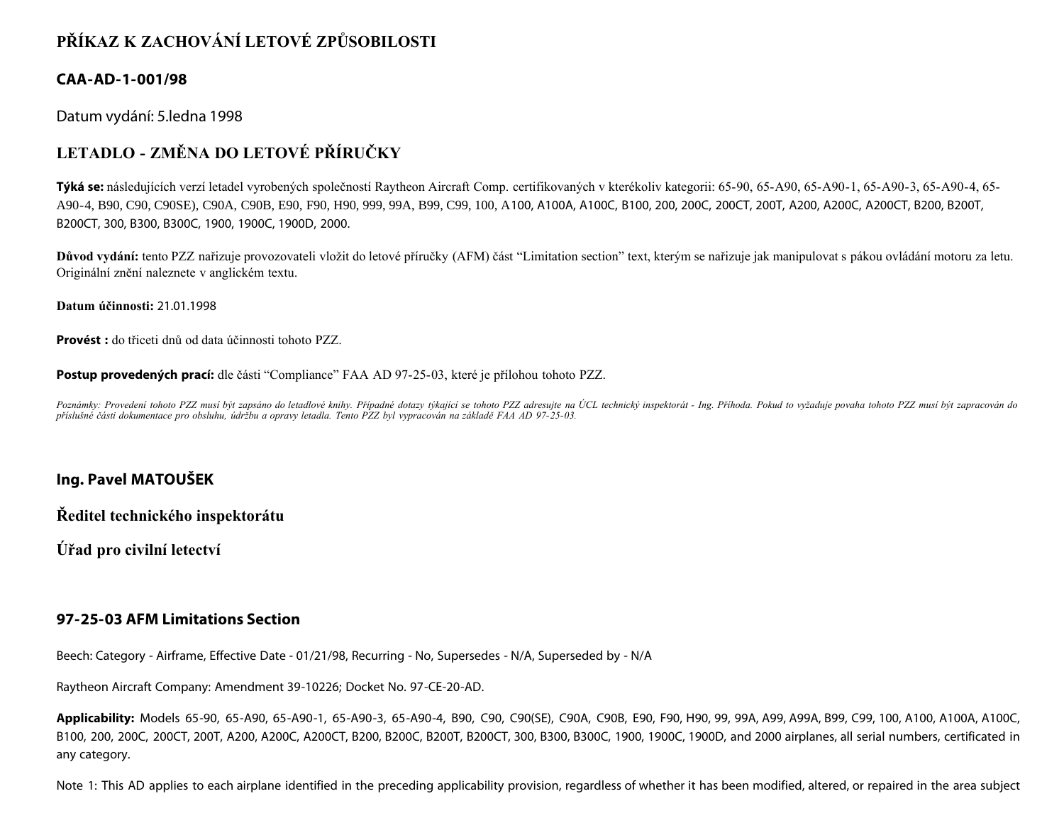# PŘÍKAZ K ZACHOVÁNÍ LETOVÉ ZPŮSOBILOSTI

## CAA-AD-1-001/98

Datum vydání: 5.ledna 1998

## LETADLO - ZMĚNA DO LETOVÉ PŘÍRUČKY

**Týká se:** následujících verzí letadel vyrobených společností Raytheon Aircraft Comp. certifikovaných v kterékoliv kategorii: 65-90, 65-A90, 65-A90-1, 65-A90-3, 65-A90-4, 65-A90-4, B90, C90, C90SE), C90A, C90B, E90, F90, H90, 999, 99A, B99, C99, 100, A100, A100A, A100C, B100, 200, 200C, 200CT, 200T, A200, A200C, A200CT, B200, B200T, B200CT, 300, B300, B300C, 1900, 1900C, 1900D, 2000.

**Důvod vydání:** tento PZZ nařizuje provozovateli vložit do letové příručky (AFM) část “Limitation section” text, kterým se nařizuje jak manipulovat s pákou ovládání motoru za letu. Originální znění naleznete v anglickém textu.

**Datum účinnosti:** 21.01.1998

**Provést :** do třiceti dnů od data účinnosti tohoto PZZ.

**Postup provedených prací:** dle části “Compliance” FAA AD 97-25-03, které je přílohou tohoto PZZ.

*Poznámky: Provedení tohoto PZZ musí být zapsáno do letadlové knihy. Případné dotazy týkající se tohoto PZZ adresujte na ÚCL technický inspektorát - Ing. Příhoda. Pokud to vyžaduje povaha tohoto PZZ musí být zapracován do příslušné části dokumentace pro obsluhu, údržbu a opravy letadla. Tento PZZ byl vypracován na základě FAA AD 97-25-03.*

**Ing. Pavel MATOUŠEK**

**Ředitel technického inspektorátu**

**Úřad pro civilní letectví**

## 97-25-03 AFM Limitations Section

Beech: Category - Airframe, Effective Date - 01/21/98, Recurring - No, Supersedes - N/A, Superseded by - N/A

Raytheon Aircraft Company: Amendment 39-10226; Docket No. 97-CE-20-AD.

**Applicability:** Models 65-90, 65-A90, 65-A90-1, 65-A90-3, 65-A90-4, B90, C90, C90(SE), C90A, C90B, E90, F90, H90, 99, 99A, A99, A99A, B99, C99, 100, A100, A100A, A100C, B100, 200, 200C, 200CT, 200T, A200, A200C, A200CT, B200, B200C, B200T, B200CT, 300, B300, B300C, 1900, 1900C, 1900D, and 2000 airplanes, all serial numbers, certificated in any category.

Note 1: This AD applies to each airplane identified in the preceding applicability provision, regardless of whether it has been modified, altered, or repaired in the area subject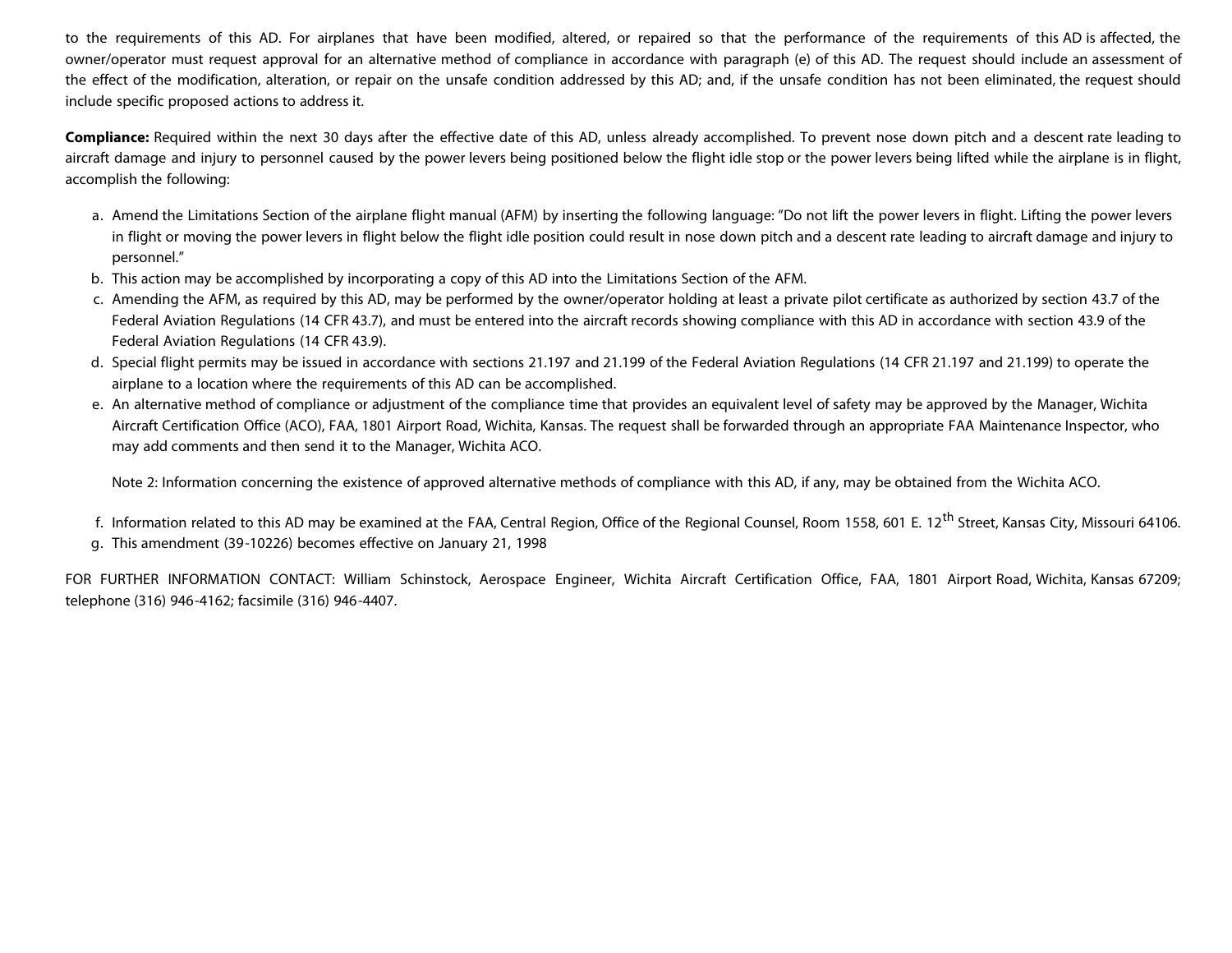to the requirements of this AD. For airplanes that have been modified, altered, or repaired so that the performance of the requirements of this AD is affected, the owner/operator must request approval for an alternative method of compliance in accordance with paragraph (e) of this AD. The request should include an assessment of the effect of the modification, alteration, or repair on the unsafe condition addressed by this AD; and, if the unsafe condition has not been eliminated, the request should include specific proposed actions to address it.

**Compliance:** Required within the next 30 days after the effective date of this AD, unless already accomplished. To prevent nose down pitch and a descent rate leading to aircraft damage and injury to personnel caused by the power levers being positioned below the flight idle stop or the power levers being lifted while the airplane is in flight, accomplish the following:

a. Amend the Limitations Section of the airplane flight manual (AFM) by inserting the following language: "Do not lift the power levers in flight. Lifting the power levers in flight or moving the power levers in flight below the flight idle position could result in nose down pitch and a descent rate leading to aircraft damage and injury to personnel."
b. This action may be accomplished by incorporating a copy of this AD into the Limitations Section of the AFM.
c. Amending the AFM, as required by this AD, may be performed by the owner/operator holding at least a private pilot certificate as authorized by section 43.7 of the Federal Aviation Regulations (14 CFR 43.7), and must be entered into the aircraft records showing compliance with this AD in accordance with section 43.9 of the Federal Aviation Regulations (14 CFR 43.9).
d. Special flight permits may be issued in accordance with sections 21.197 and 21.199 of the Federal Aviation Regulations (14 CFR 21.197 and 21.199) to operate the airplane to a location where the requirements of this AD can be accomplished.
e. An alternative method of compliance or adjustment of the compliance time that provides an equivalent level of safety may be approved by the Manager, Wichita Aircraft Certification Office (ACO), FAA, 1801 Airport Road, Wichita, Kansas. The request shall be forwarded through an appropriate FAA Maintenance Inspector, who may add comments and then send it to the Manager, Wichita ACO.

   Note 2: Information concerning the existence of approved alternative methods of compliance with this AD, if any, may be obtained from the Wichita ACO.

f. Information related to this AD may be examined at the FAA, Central Region, Office of the Regional Counsel, Room 1558, 601 E. 12th Street, Kansas City, Missouri 64106.
g. This amendment (39-10226) becomes effective on January 21, 1998

FOR FURTHER INFORMATION CONTACT: William Schinstock, Aerospace Engineer, Wichita Aircraft Certification Office, FAA, 1801 Airport Road, Wichita, Kansas 67209; telephone (316) 946-4162; facsimile (316) 946-4407.